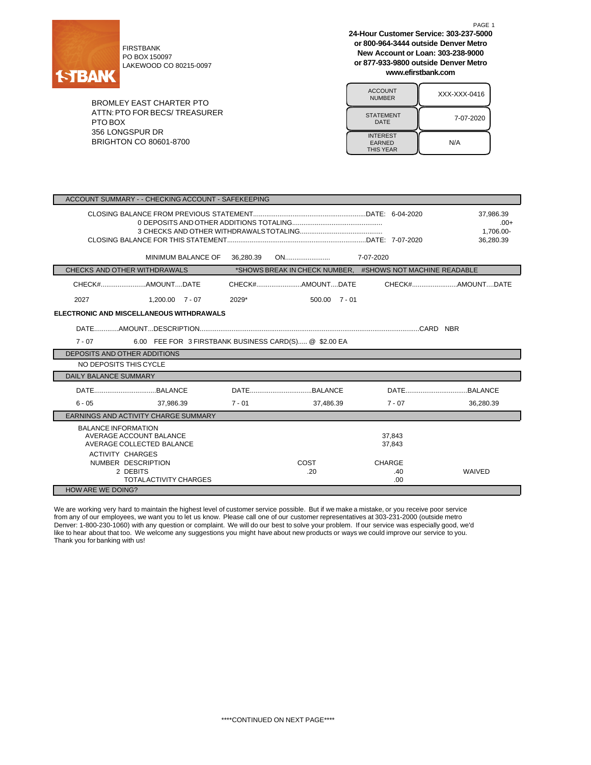1STBANK

FIRSTBANK
PO BOX 150097
LAKEWOOD CO 80215-0097

**24-Hour Customer Service: 303-237-5000**
**or 800-964-3444 outside Denver Metro**
**New Account or Loan: 303-238-9000**
**or 877-933-9800 outside Denver Metro**
**www.efirstbank.com**

BROMLEY EAST CHARTER PTO
ATTN: PTO FOR BECS/ TREASURER
PTO BOX
356 LONGSPUR DR
BRIGHTON CO 80601-8700

| | |
|---|---|
| ACCOUNT NUMBER | XXX-XXX-0416 |
| STATEMENT DATE | 7-07-2020 |
| INTEREST EARNED THIS YEAR | N/A |

## ACCOUNT SUMMARY - - CHECKING ACCOUNT - SAFEKEEPING

| | | |
|---|---|---|
| CLOSING BALANCE FROM PREVIOUS STATEMENT............................................................DATE: | 6-04-2020 | 37,986.39 |
| 0 DEPOSITS AND OTHER ADDITIONS TOTALING................................................ | | .00+ |
| 3 CHECKS AND OTHER WITHDRAWALS TOTALING............................................ | | 1,706.00- |
| CLOSING BALANCE FOR THIS STATEMENT..........................................................................DATE: | 7-07-2020 | 36,280.39 |

MINIMUM BALANCE OF 36,280.39 ON........................ 7-07-2020

## CHECKS AND OTHER WITHDRAWALS

*SHOWS BREAK IN CHECK NUMBER, #SHOWS NOT MACHINE READABLE

| CHECK# | AMOUNT | DATE | CHECK# | AMOUNT | DATE | CHECK# | AMOUNT | DATE |
|---|---|---|---|---|---|---|---|---|
| 2027 | 1,200.00 | 7 - 07 | 2029* | 500.00 | 7 - 01 | | | |

**ELECTRONIC AND MISCELLANEOUS WITHDRAWALS**

| DATE | AMOUNT | DESCRIPTION | CARD NBR |
|---|---|---|---|
| 7 - 07 | 6.00 | FEE FOR 3 FIRSTBANK BUSINESS CARD(S)..... @ $2.00 EA | |

## DEPOSITS AND OTHER ADDITIONS

NO DEPOSITS THIS CYCLE

## DAILY BALANCE SUMMARY

| DATE | BALANCE | DATE | BALANCE | DATE | BALANCE |
|---|---|---|---|---|---|
| 6 - 05 | 37,986.39 | 7 - 01 | 37,486.39 | 7 - 07 | 36,280.39 |

## EARNINGS AND ACTIVITY CHARGE SUMMARY

BALANCE INFORMATION

| | |
|---|---|
| AVERAGE ACCOUNT BALANCE | 37,843 |
| AVERAGE COLLECTED BALANCE | 37,843 |

ACTIVITY CHARGES

| NUMBER | DESCRIPTION | COST | CHARGE | |
|---|---|---|---|---|
| 2 | DEBITS | .20 | .40 | WAIVED |
| | TOTAL ACTIVITY CHARGES | | .00 | |

## HOW ARE WE DOING?

We are working very hard to maintain the highest level of customer service possible. But if we make a mistake, or you receive poor service from any of our employees, we want you to let us know. Please call one of our customer representatives at 303-231-2000 (outside metro Denver: 1-800-230-1060) with any question or complaint. We will do our best to solve your problem. If our service was especially good, we'd like to hear about that too. We welcome any suggestions you might have about new products or ways we could improve our service to you. Thank you for banking with us!

****CONTINUED ON NEXT PAGE****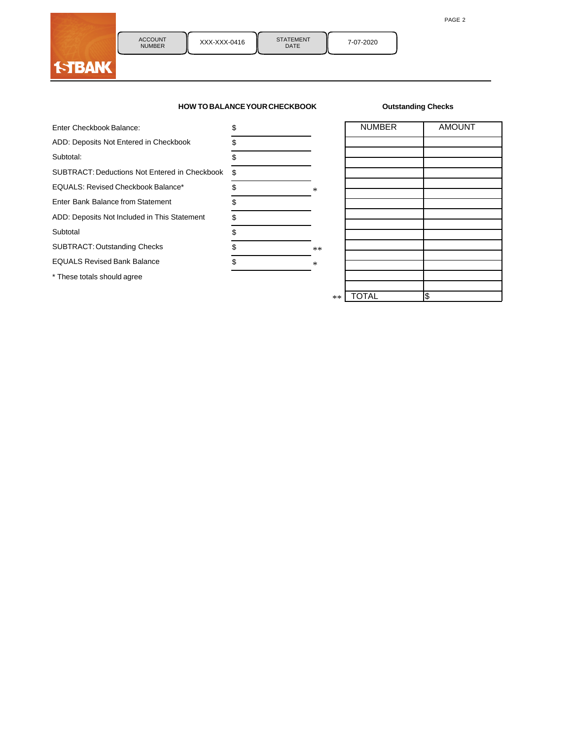1STBANK

| ACCOUNT NUMBER | XXX-XXX-0416 | STATEMENT DATE | 7-07-2020 |
| --- | --- | --- | --- |

## HOW TO BALANCE YOUR CHECKBOOK

| | | |
| --- | --- | --- |
| Enter Checkbook Balance: | $ | |
| ADD: Deposits Not Entered in Checkbook | $ | |
| Subtotal: | $ | |
| SUBTRACT: Deductions Not Entered in Checkbook | $ | |
| EQUALS: Revised Checkbook Balance* | $ | * |
| Enter Bank Balance from Statement | $ | |
| ADD: Deposits Not Included in This Statement | $ | |
| Subtotal | $ | |
| SUBTRACT: Outstanding Checks | $ | ** |
| EQUALS Revised Bank Balance | $ | * |

* These totals should agree

## Outstanding Checks

| NUMBER | AMOUNT |
| --- | --- |
| | |
| | |
| | |
| | |
| | |
| | |
| | |
| | |
| | |
| | |
| | |
| | |
| | |
| | |
| | |
| ** TOTAL | $ |